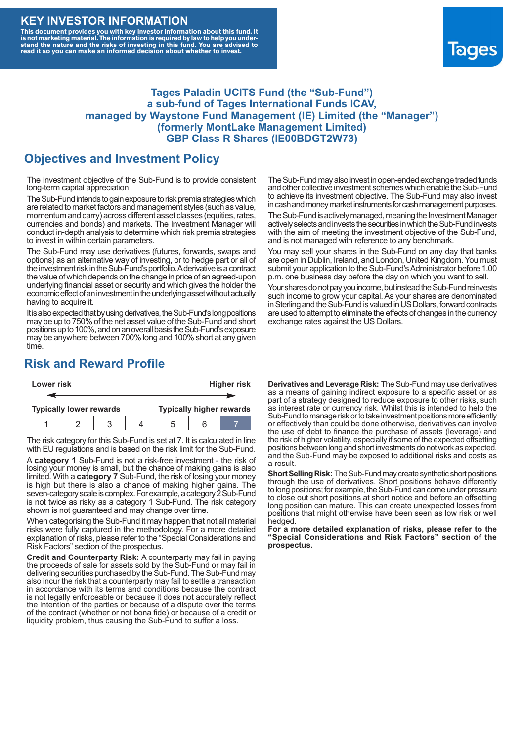# KEY INVESTOR INFORMATION

**This document provides you with key investor information about this fund. It is not marketing material. The information is required by law to help you understand the nature and the risks of investing in this fund. You are advised to read it so you can make an informed decision about whether to invest.**

Tages

**Tages Paladin UCITS Fund (the "Sub-Fund")**
**a sub-fund of Tages International Funds ICAV,**
**managed by Waystone Fund Management (IE) Limited (the "Manager")**
**(formerly MontLake Management Limited)**
**GBP Class R Shares (IE00BDGT2W73)**

## Objectives and Investment Policy

The investment objective of the Sub-Fund is to provide consistent long-term capital appreciation

The Sub-Fund intends to gain exposure to risk premia strategies which are related to market factors and management styles (such as value, momentum and carry) across different asset classes (equities, rates, currencies and bonds) and markets. The Investment Manager will conduct in-depth analysis to determine which risk premia strategies to invest in within certain parameters.

The Sub-Fund may use derivatives (futures, forwards, swaps and options) as an alternative way of investing, or to hedge part or all of the investment risk in the Sub-Fund's portfolio. A derivative is a contract the value of which depends on the change in price of an agreed-upon underlying financial asset or security and which gives the holder the economic effect of an investment in the underlying asset without actually having to acquire it.

It is also expected that by using derivatives, the Sub-Fund's long positions may be up to 750% of the net asset value of the Sub-Fund and short positions up to 100%, and on an overall basis the Sub-Fund's exposure may be anywhere between 700% long and 100% short at any given time.

The Sub-Fund may also invest in open-ended exchange traded funds and other collective investment schemes which enable the Sub-Fund to achieve its investment objective. The Sub-Fund may also invest in cash and money market instruments for cash management purposes.

The Sub-Fund is actively managed, meaning the Investment Manager actively selects and invests the securities in which the Sub-Fund invests with the aim of meeting the investment objective of the Sub-Fund, and is not managed with reference to any benchmark.

You may sell your shares in the Sub-Fund on any day that banks are open in Dublin, Ireland, and London, United Kingdom. You must submit your application to the Sub-Fund's Administrator before 1.00 p.m. one business day before the day on which you want to sell.

Your shares do not pay you income, but instead the Sub-Fund reinvests such income to grow your capital. As your shares are denominated in Sterling and the Sub-Fund is valued in US Dollars, forward contracts are used to attempt to eliminate the effects of changes in the currency exchange rates against the US Dollars.

## Risk and Reward Profile

| Lower risk | | | | | | Higher risk |
|---|---|---|---|---|---|---|
| Typically lower rewards | | | | | | Typically higher rewards |
| 1 | 2 | 3 | 4 | 5 | 6 | **7** |

The risk category for this Sub-Fund is set at 7. It is calculated in line with EU regulations and is based on the risk limit for the Sub-Fund.

A **category 1** Sub-Fund is not a risk-free investment - the risk of losing your money is small, but the chance of making gains is also limited. With a **category 7** Sub-Fund, the risk of losing your money is high but there is also a chance of making higher gains. The seven-category scale is complex. For example, a category 2 Sub-Fund is not twice as risky as a category 1 Sub-Fund. The risk category shown is not guaranteed and may change over time.

When categorising the Sub-Fund it may happen that not all material risks were fully captured in the methodology. For a more detailed explanation of risks, please refer to the "Special Considerations and Risk Factors" section of the prospectus.

**Credit and Counterparty Risk:** A counterparty may fail in paying the proceeds of sale for assets sold by the Sub-Fund or may fail in delivering securities purchased by the Sub-Fund. The Sub-Fund may also incur the risk that a counterparty may fail to settle a transaction in accordance with its terms and conditions because the contract is not legally enforceable or because it does not accurately reflect the intention of the parties or because of a dispute over the terms of the contract (whether or not bona fide) or because of a credit or liquidity problem, thus causing the Sub-Fund to suffer a loss.

**Derivatives and Leverage Risk:** The Sub-Fund may use derivatives as a means of gaining indirect exposure to a specific asset or as part of a strategy designed to reduce exposure to other risks, such as interest rate or currency risk. Whilst this is intended to help the Sub-Fund to manage risk or to take investment positions more efficiently or effectively than could be done otherwise, derivatives can involve the use of debt to finance the purchase of assets (leverage) and the risk of higher volatility, especially if some of the expected offsetting positions between long and short investments do not work as expected, and the Sub-Fund may be exposed to additional risks and costs as a result.

**Short Selling Risk:** The Sub-Fund may create synthetic short positions through the use of derivatives. Short positions behave differently to long positions; for example, the Sub-Fund can come under pressure to close out short positions at short notice and before an offsetting long position can mature. This can create unexpected losses from positions that might otherwise have been seen as low risk or well hedged.

**For a more detailed explanation of risks, please refer to the "Special Considerations and Risk Factors" section of the prospectus.**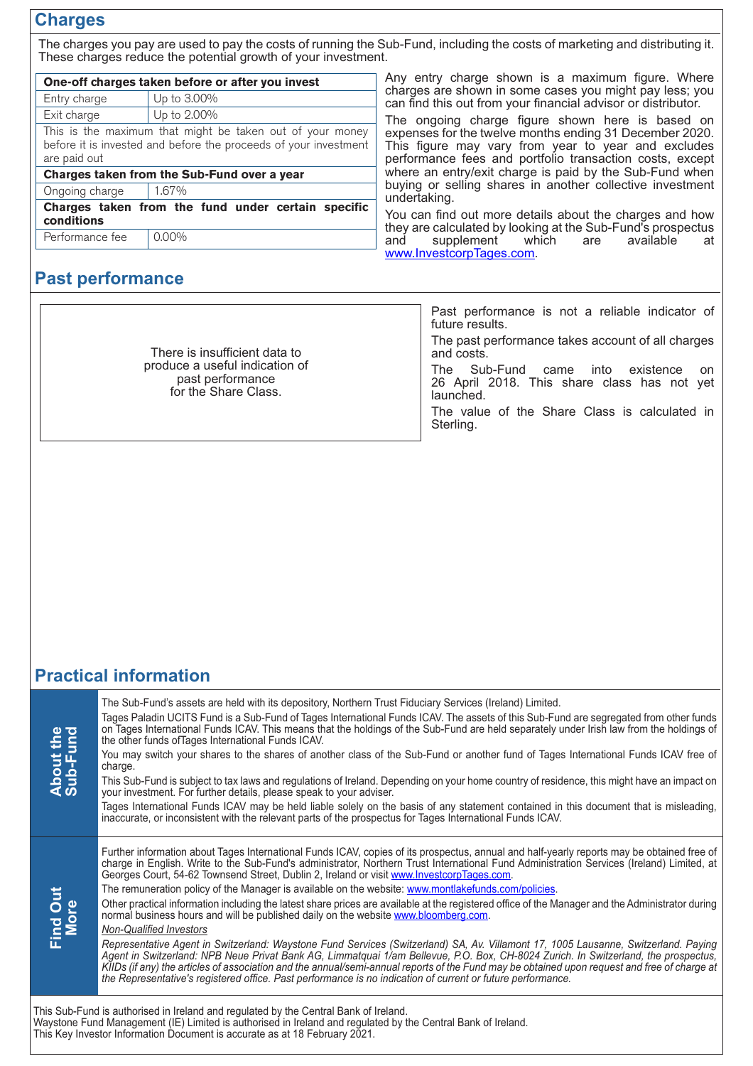## Charges

The charges you pay are used to pay the costs of running the Sub-Fund, including the costs of marketing and distributing it. These charges reduce the potential growth of your investment.

| One-off charges taken before or after you invest | |
|---|---|
| Entry charge | Up to 3.00% |
| Exit charge | Up to 2.00% |
| This is the maximum that might be taken out of your money before it is invested and before the proceeds of your investment are paid out | |
| **Charges taken from the Sub-Fund over a year** | |
| Ongoing charge | 1.67% |
| **Charges taken from the fund under certain specific conditions** | |
| Performance fee | 0.00% |

Any entry charge shown is a maximum figure. Where charges are shown in some cases you might pay less; you can find this out from your financial advisor or distributor.

The ongoing charge figure shown here is based on expenses for the twelve months ending 31 December 2020. This figure may vary from year to year and excludes performance fees and portfolio transaction costs, except where an entry/exit charge is paid by the Sub-Fund when buying or selling shares in another collective investment undertaking.

You can find out more details about the charges and how they are calculated by looking at the Sub-Fund's prospectus and supplement which are available at www.InvestcorpTages.com.

## Past performance

There is insufficient data to produce a useful indication of past performance for the Share Class.

Past performance is not a reliable indicator of future results.

The past performance takes account of all charges and costs.

The Sub-Fund came into existence on 26 April 2018. This share class has not yet launched.

The value of the Share Class is calculated in Sterling.

## Practical information

### About the Sub-Fund

The Sub-Fund's assets are held with its depository, Northern Trust Fiduciary Services (Ireland) Limited.

Tages Paladin UCITS Fund is a Sub-Fund of Tages International Funds ICAV. The assets of this Sub-Fund are segregated from other funds on Tages International Funds ICAV. This means that the holdings of the Sub-Fund are held separately under Irish law from the holdings of the other funds ofTages International Funds ICAV.

You may switch your shares to the shares of another class of the Sub-Fund or another fund of Tages International Funds ICAV free of charge.

This Sub-Fund is subject to tax laws and regulations of Ireland. Depending on your home country of residence, this might have an impact on your investment. For further details, please speak to your adviser.

Tages International Funds ICAV may be held liable solely on the basis of any statement contained in this document that is misleading, inaccurate, or inconsistent with the relevant parts of the prospectus for Tages International Funds ICAV.

### Find Out More

Further information about Tages International Funds ICAV, copies of its prospectus, annual and half-yearly reports may be obtained free of charge in English. Write to the Sub-Fund's administrator, Northern Trust International Fund Administration Services (Ireland) Limited, at Georges Court, 54-62 Townsend Street, Dublin 2, Ireland or visit www.InvestcorpTages.com.

The remuneration policy of the Manager is available on the website: www.montlakefunds.com/policies.

Other practical information including the latest share prices are available at the registered office of the Manager and the Administrator during normal business hours and will be published daily on the website www.bloomberg.com.

*Non-Qualified Investors*

*Representative Agent in Switzerland: Waystone Fund Services (Switzerland) SA, Av. Villamont 17, 1005 Lausanne, Switzerland. Paying Agent in Switzerland: NPB Neue Privat Bank AG, Limmatquai 1/am Bellevue, P.O. Box, CH-8024 Zurich. In Switzerland, the prospectus, KIIDs (if any) the articles of association and the annual/semi-annual reports of the Fund may be obtained upon request and free of charge at the Representative's registered office. Past performance is no indication of current or future performance.*

This Sub-Fund is authorised in Ireland and regulated by the Central Bank of Ireland.
Waystone Fund Management (IE) Limited is authorised in Ireland and regulated by the Central Bank of Ireland.
This Key Investor Information Document is accurate as at 18 February 2021.